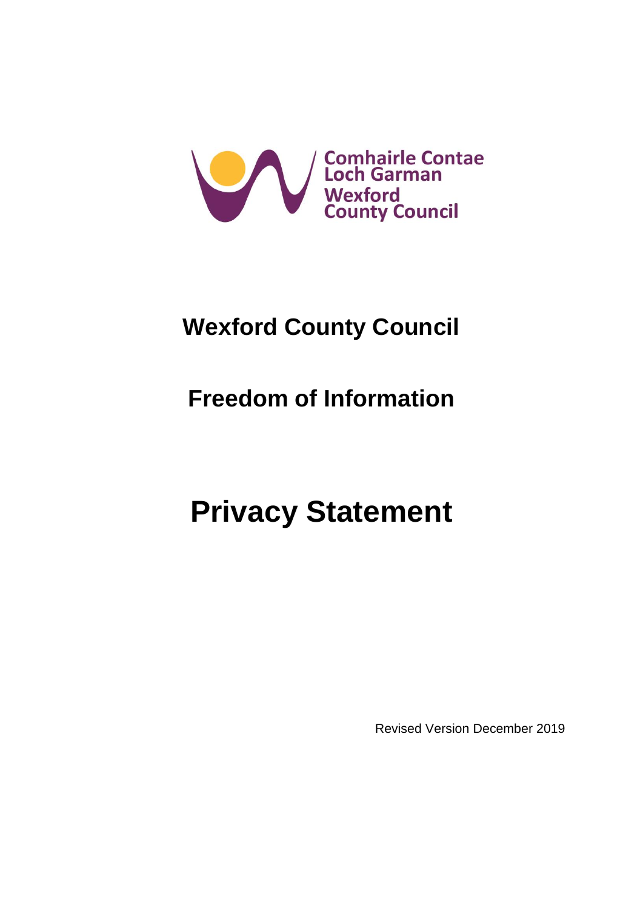Comhairle Contae Loch Garman
Wexford County Council

# Wexford County Council

## Freedom of Information

# Privacy Statement

Revised Version December 2019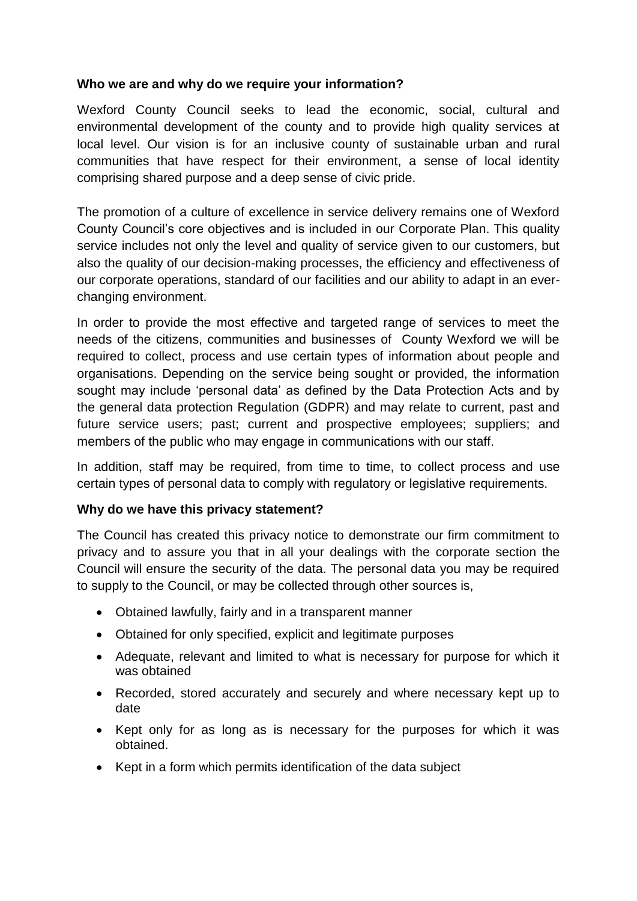**Who we are and why do we require your information?**

Wexford County Council seeks to lead the economic, social, cultural and environmental development of the county and to provide high quality services at local level. Our vision is for an inclusive county of sustainable urban and rural communities that have respect for their environment, a sense of local identity comprising shared purpose and a deep sense of civic pride.

The promotion of a culture of excellence in service delivery remains one of Wexford County Council's core objectives and is included in our Corporate Plan. This quality service includes not only the level and quality of service given to our customers, but also the quality of our decision-making processes, the efficiency and effectiveness of our corporate operations, standard of our facilities and our ability to adapt in an ever-changing environment.

In order to provide the most effective and targeted range of services to meet the needs of the citizens, communities and businesses of County Wexford we will be required to collect, process and use certain types of information about people and organisations. Depending on the service being sought or provided, the information sought may include 'personal data' as defined by the Data Protection Acts and by the general data protection Regulation (GDPR) and may relate to current, past and future service users; past; current and prospective employees; suppliers; and members of the public who may engage in communications with our staff.

In addition, staff may be required, from time to time, to collect process and use certain types of personal data to comply with regulatory or legislative requirements.

**Why do we have this privacy statement?**

The Council has created this privacy notice to demonstrate our firm commitment to privacy and to assure you that in all your dealings with the corporate section the Council will ensure the security of the data. The personal data you may be required to supply to the Council, or may be collected through other sources is,

- Obtained lawfully, fairly and in a transparent manner
- Obtained for only specified, explicit and legitimate purposes
- Adequate, relevant and limited to what is necessary for purpose for which it was obtained
- Recorded, stored accurately and securely and where necessary kept up to date
- Kept only for as long as is necessary for the purposes for which it was obtained.
- Kept in a form which permits identification of the data subject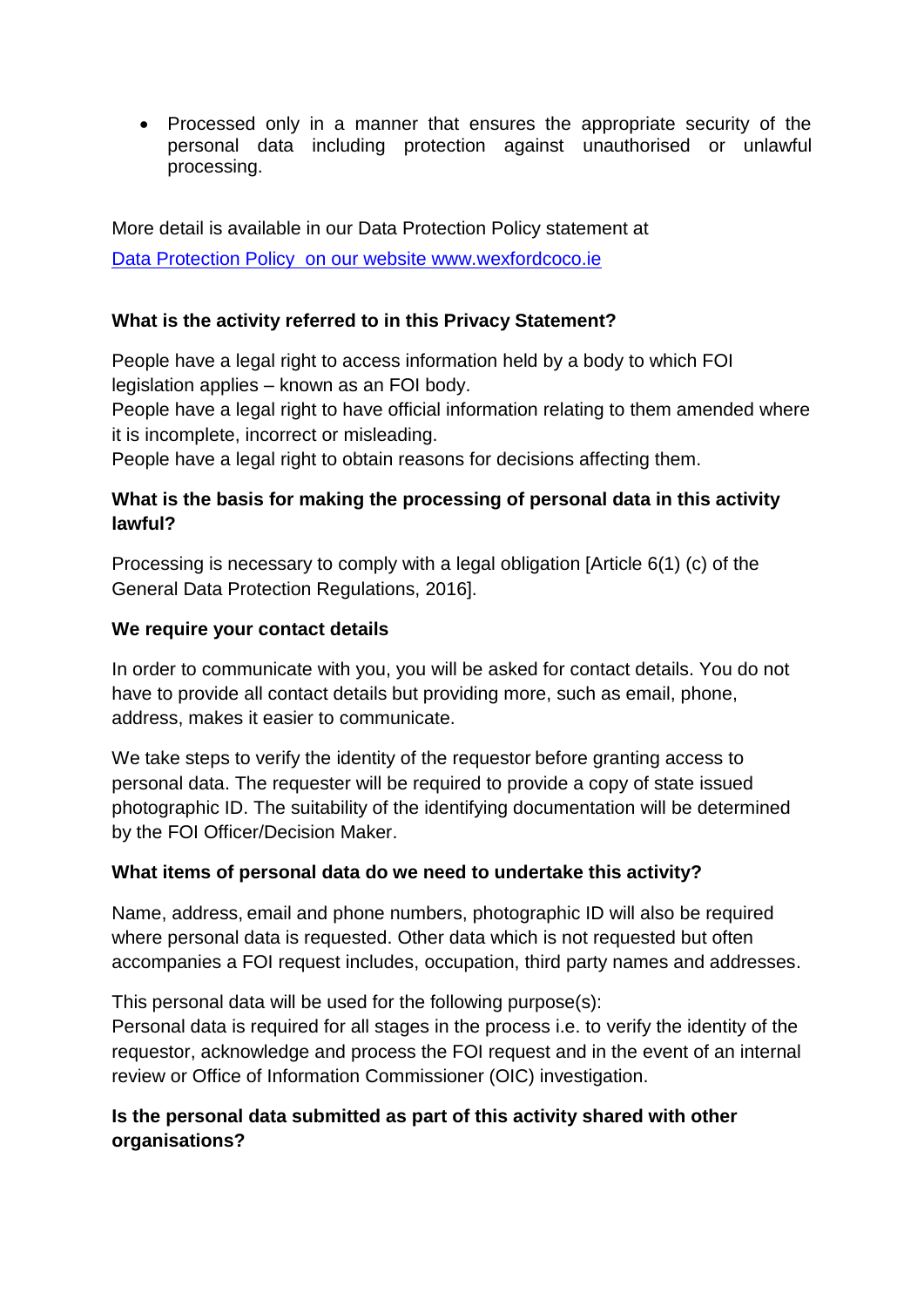- Processed only in a manner that ensures the appropriate security of the personal data including protection against unauthorised or unlawful processing.

More detail is available in our Data Protection Policy statement at

[Data Protection Policy on our website www.wexfordcoco.ie](www.wexfordcoco.ie)

**What is the activity referred to in this Privacy Statement?**

People have a legal right to access information held by a body to which FOI legislation applies – known as an FOI body.

People have a legal right to have official information relating to them amended where it is incomplete, incorrect or misleading.

People have a legal right to obtain reasons for decisions affecting them.

**What is the basis for making the processing of personal data in this activity lawful?**

Processing is necessary to comply with a legal obligation [Article 6(1) (c) of the General Data Protection Regulations, 2016].

**We require your contact details**

In order to communicate with you, you will be asked for contact details. You do not have to provide all contact details but providing more, such as email, phone, address, makes it easier to communicate.

We take steps to verify the identity of the requestor before granting access to personal data. The requester will be required to provide a copy of state issued photographic ID. The suitability of the identifying documentation will be determined by the FOI Officer/Decision Maker.

**What items of personal data do we need to undertake this activity?**

Name, address, email and phone numbers, photographic ID will also be required where personal data is requested. Other data which is not requested but often accompanies a FOI request includes, occupation, third party names and addresses.

This personal data will be used for the following purpose(s):
Personal data is required for all stages in the process i.e. to verify the identity of the requestor, acknowledge and process the FOI request and in the event of an internal review or Office of Information Commissioner (OIC) investigation.

**Is the personal data submitted as part of this activity shared with other organisations?**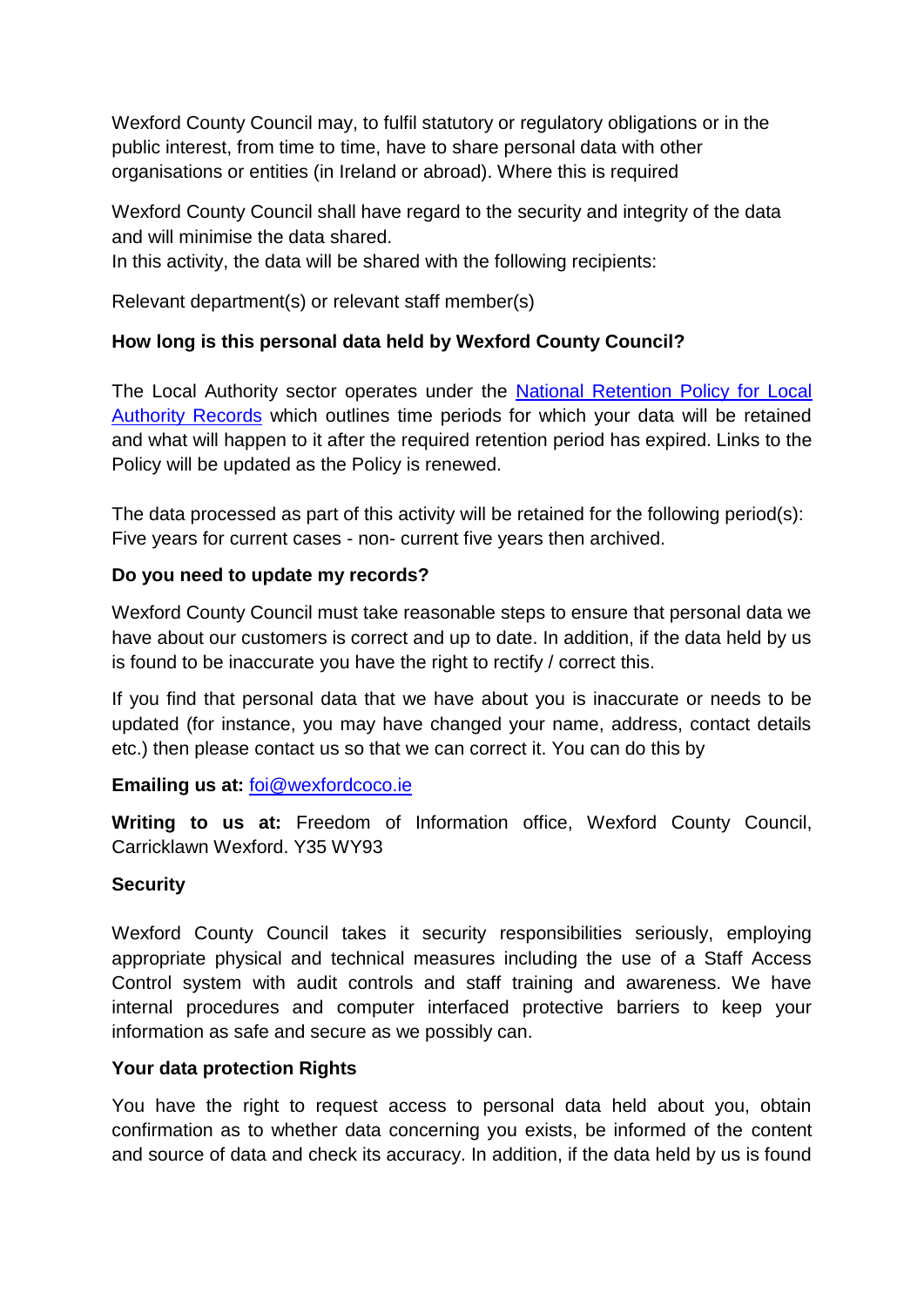Wexford County Council may, to fulfil statutory or regulatory obligations or in the public interest, from time to time, have to share personal data with other organisations or entities (in Ireland or abroad). Where this is required

Wexford County Council shall have regard to the security and integrity of the data and will minimise the data shared.
In this activity, the data will be shared with the following recipients:

Relevant department(s) or relevant staff member(s)

**How long is this personal data held by Wexford County Council?**

The Local Authority sector operates under the [National Retention Policy for Local Authority Records](National Retention Policy for Local Authority Records) which outlines time periods for which your data will be retained and what will happen to it after the required retention period has expired. Links to the Policy will be updated as the Policy is renewed.

The data processed as part of this activity will be retained for the following period(s):
Five years for current cases - non- current five years then archived.

**Do you need to update my records?**

Wexford County Council must take reasonable steps to ensure that personal data we have about our customers is correct and up to date. In addition, if the data held by us is found to be inaccurate you have the right to rectify / correct this.

If you find that personal data that we have about you is inaccurate or needs to be updated (for instance, you may have changed your name, address, contact details etc.) then please contact us so that we can correct it. You can do this by

**Emailing us at:** [foi@wexfordcoco.ie](mailto:foi@wexfordcoco.ie)

**Writing to us at:** Freedom of Information office, Wexford County Council, Carricklawn Wexford. Y35 WY93

**Security**

Wexford County Council takes it security responsibilities seriously, employing appropriate physical and technical measures including the use of a Staff Access Control system with audit controls and staff training and awareness. We have internal procedures and computer interfaced protective barriers to keep your information as safe and secure as we possibly can.

**Your data protection Rights**

You have the right to request access to personal data held about you, obtain confirmation as to whether data concerning you exists, be informed of the content and source of data and check its accuracy. In addition, if the data held by us is found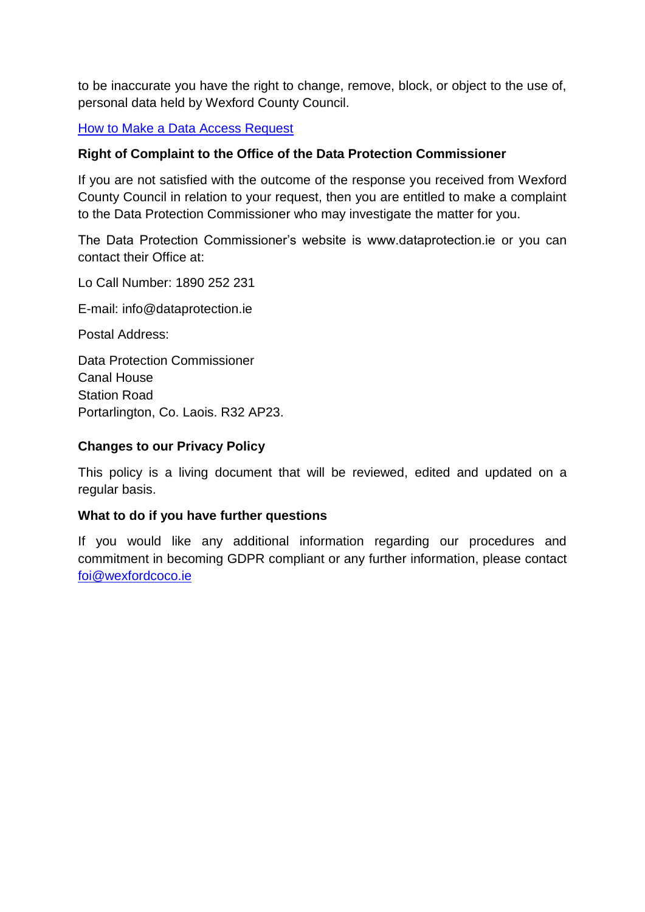to be inaccurate you have the right to change, remove, block, or object to the use of, personal data held by Wexford County Council.

How to Make a Data Access Request

**Right of Complaint to the Office of the Data Protection Commissioner**

If you are not satisfied with the outcome of the response you received from Wexford County Council in relation to your request, then you are entitled to make a complaint to the Data Protection Commissioner who may investigate the matter for you.

The Data Protection Commissioner's website is www.dataprotection.ie or you can contact their Office at:

Lo Call Number: 1890 252 231

E-mail: info@dataprotection.ie

Postal Address:

Data Protection Commissioner
Canal House
Station Road
Portarlington, Co. Laois. R32 AP23.

**Changes to our Privacy Policy**

This policy is a living document that will be reviewed, edited and updated on a regular basis.

**What to do if you have further questions**

If you would like any additional information regarding our procedures and commitment in becoming GDPR compliant or any further information, please contact foi@wexfordcoco.ie